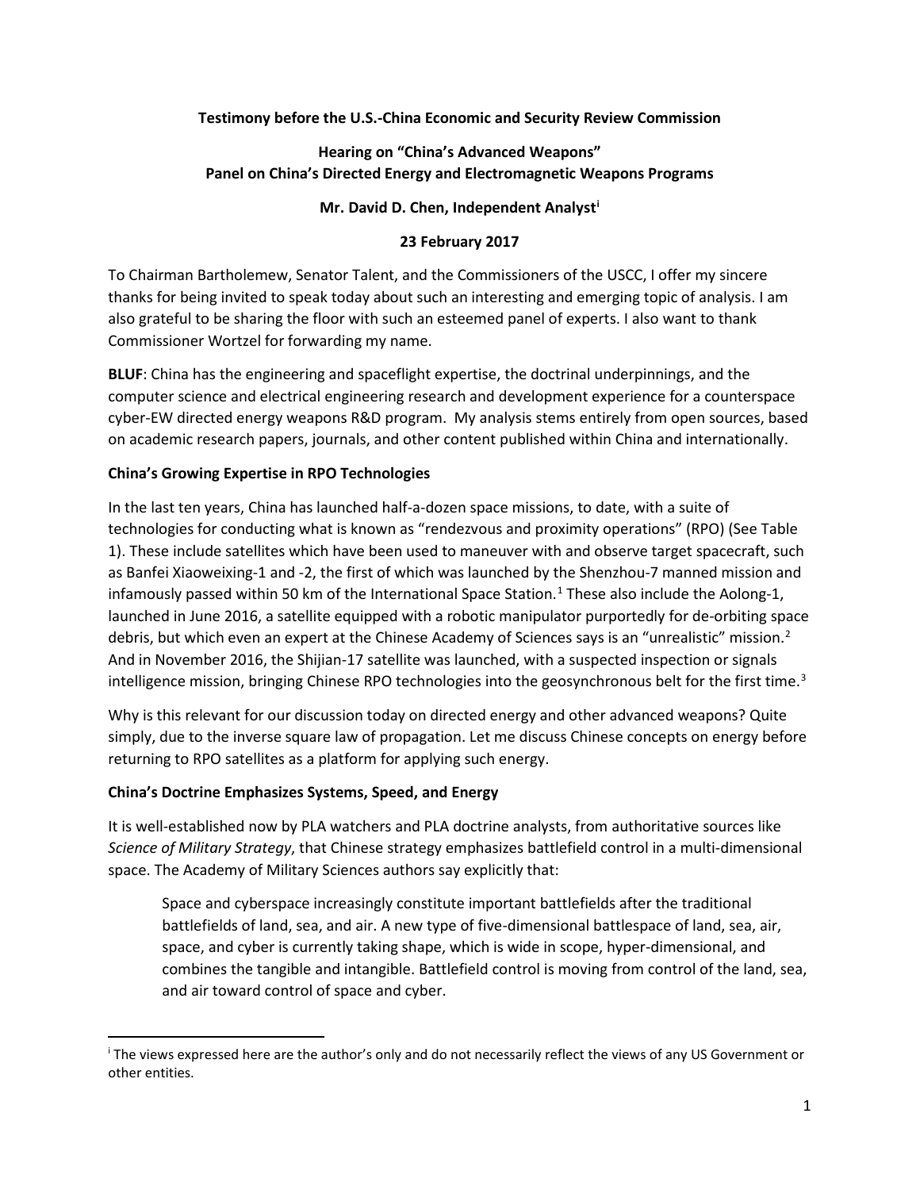**Testimony before the U.S.-China Economic and Security Review Commission**

**Hearing on "China's Advanced Weapons"**
**Panel on China's Directed Energy and Electromagnetic Weapons Programs**

**Mr. David D. Chen, Independent Analyst[i]**

**23 February 2017**

To Chairman Bartholemew, Senator Talent, and the Commissioners of the USCC, I offer my sincere thanks for being invited to speak today about such an interesting and emerging topic of analysis. I am also grateful to be sharing the floor with such an esteemed panel of experts. I also want to thank Commissioner Wortzel for forwarding my name.

**BLUF**: China has the engineering and spaceflight expertise, the doctrinal underpinnings, and the computer science and electrical engineering research and development experience for a counterspace cyber-EW directed energy weapons R&D program. My analysis stems entirely from open sources, based on academic research papers, journals, and other content published within China and internationally.

**China's Growing Expertise in RPO Technologies**

In the last ten years, China has launched half-a-dozen space missions, to date, with a suite of technologies for conducting what is known as "rendezvous and proximity operations" (RPO) (See Table 1). These include satellites which have been used to maneuver with and observe target spacecraft, such as Banfei Xiaoweixing-1 and -2, the first of which was launched by the Shenzhou-7 manned mission and infamously passed within 50 km of the International Space Station.[1] These also include the Aolong-1, launched in June 2016, a satellite equipped with a robotic manipulator purportedly for de-orbiting space debris, but which even an expert at the Chinese Academy of Sciences says is an "unrealistic" mission.[2] And in November 2016, the Shijian-17 satellite was launched, with a suspected inspection or signals intelligence mission, bringing Chinese RPO technologies into the geosynchronous belt for the first time.[3]

Why is this relevant for our discussion today on directed energy and other advanced weapons? Quite simply, due to the inverse square law of propagation. Let me discuss Chinese concepts on energy before returning to RPO satellites as a platform for applying such energy.

**China's Doctrine Emphasizes Systems, Speed, and Energy**

It is well-established now by PLA watchers and PLA doctrine analysts, from authoritative sources like *Science of Military Strategy*, that Chinese strategy emphasizes battlefield control in a multi-dimensional space. The Academy of Military Sciences authors say explicitly that:

> Space and cyberspace increasingly constitute important battlefields after the traditional battlefields of land, sea, and air. A new type of five-dimensional battlespace of land, sea, air, space, and cyber is currently taking shape, which is wide in scope, hyper-dimensional, and combines the tangible and intangible. Battlefield control is moving from control of the land, sea, and air toward control of space and cyber.

---

[i] The views expressed here are the author's only and do not necessarily reflect the views of any US Government or other entities.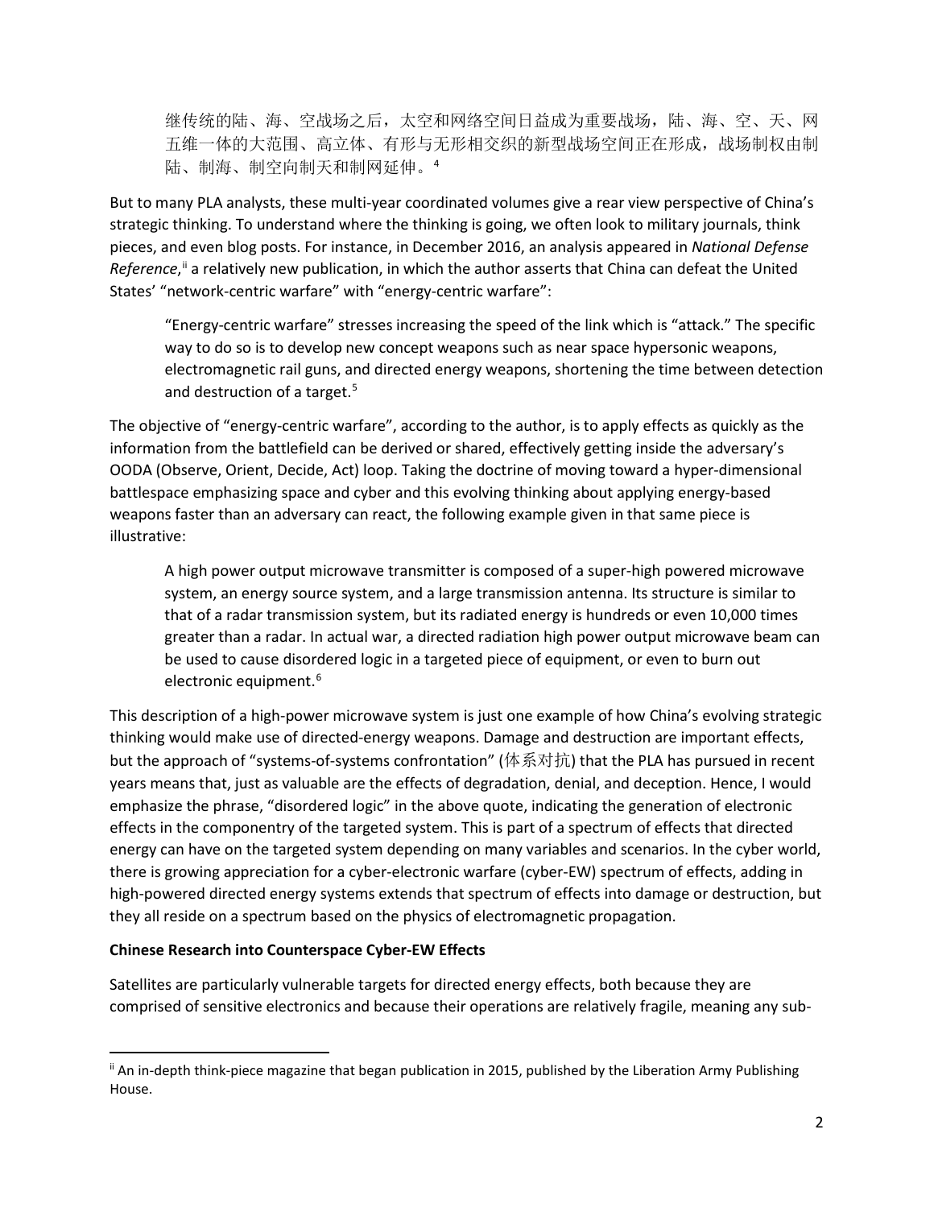> 继传统的陆、海、空战场之后，太空和网络空间日益成为重要战场，陆、海、空、天、网五维一体的大范围、高立体、有形与无形相交织的新型战场空间正在形成，战场制权由制陆、制海、制空向制天和制网延伸。[4]

But to many PLA analysts, these multi-year coordinated volumes give a rear view perspective of China's strategic thinking. To understand where the thinking is going, we often look to military journals, think pieces, and even blog posts. For instance, in December 2016, an analysis appeared in *National Defense Reference*,[ii] a relatively new publication, in which the author asserts that China can defeat the United States' "network-centric warfare" with "energy-centric warfare":

> "Energy-centric warfare" stresses increasing the speed of the link which is "attack." The specific way to do so is to develop new concept weapons such as near space hypersonic weapons, electromagnetic rail guns, and directed energy weapons, shortening the time between detection and destruction of a target.[5]

The objective of "energy-centric warfare", according to the author, is to apply effects as quickly as the information from the battlefield can be derived or shared, effectively getting inside the adversary's OODA (Observe, Orient, Decide, Act) loop. Taking the doctrine of moving toward a hyper-dimensional battlespace emphasizing space and cyber and this evolving thinking about applying energy-based weapons faster than an adversary can react, the following example given in that same piece is illustrative:

> A high power output microwave transmitter is composed of a super-high powered microwave system, an energy source system, and a large transmission antenna. Its structure is similar to that of a radar transmission system, but its radiated energy is hundreds or even 10,000 times greater than a radar. In actual war, a directed radiation high power output microwave beam can be used to cause disordered logic in a targeted piece of equipment, or even to burn out electronic equipment.[6]

This description of a high-power microwave system is just one example of how China's evolving strategic thinking would make use of directed-energy weapons. Damage and destruction are important effects, but the approach of "systems-of-systems confrontation" (体系对抗) that the PLA has pursued in recent years means that, just as valuable are the effects of degradation, denial, and deception. Hence, I would emphasize the phrase, "disordered logic" in the above quote, indicating the generation of electronic effects in the componentry of the targeted system. This is part of a spectrum of effects that directed energy can have on the targeted system depending on many variables and scenarios. In the cyber world, there is growing appreciation for a cyber-electronic warfare (cyber-EW) spectrum of effects, adding in high-powered directed energy systems extends that spectrum of effects into damage or destruction, but they all reside on a spectrum based on the physics of electromagnetic propagation.

**Chinese Research into Counterspace Cyber-EW Effects**

Satellites are particularly vulnerable targets for directed energy effects, both because they are comprised of sensitive electronics and because their operations are relatively fragile, meaning any sub-

[ii] An in-depth think-piece magazine that began publication in 2015, published by the Liberation Army Publishing House.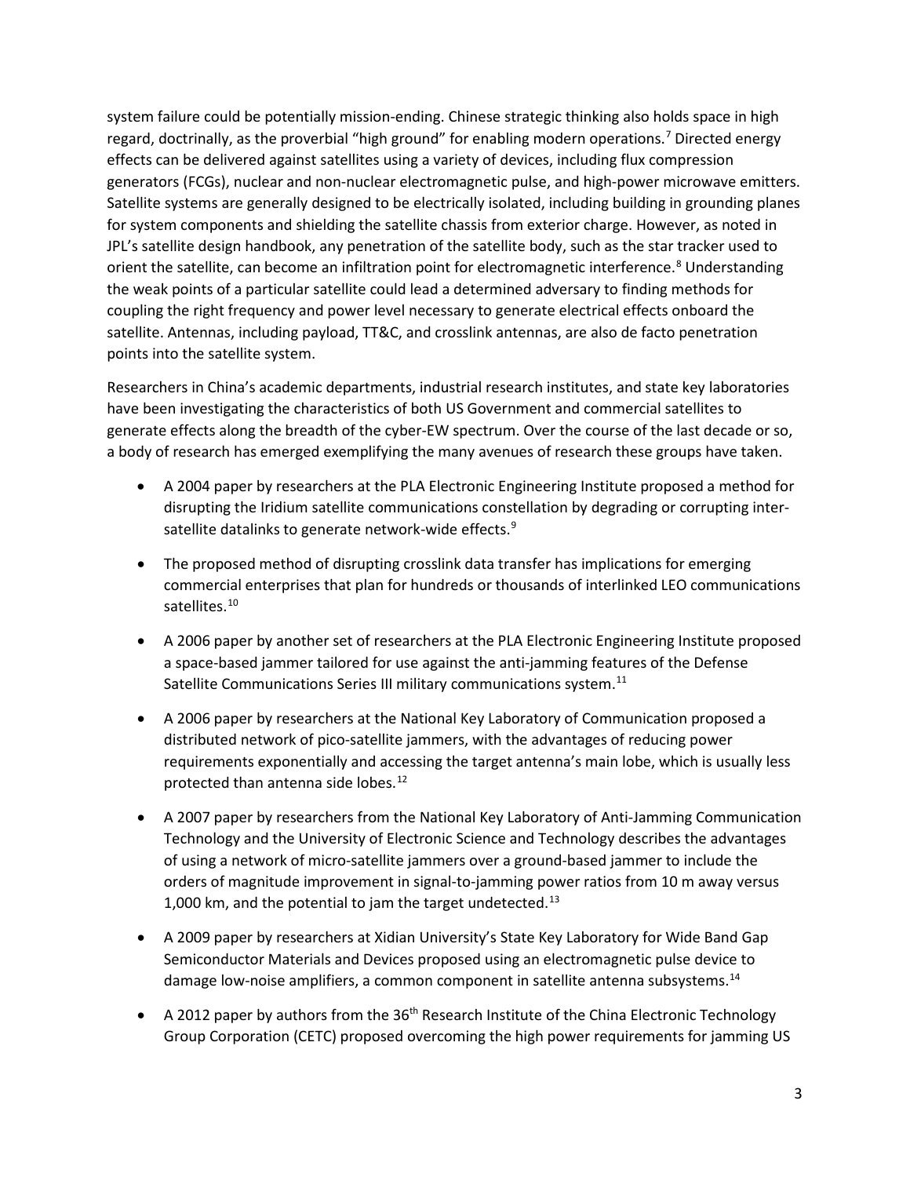system failure could be potentially mission-ending. Chinese strategic thinking also holds space in high regard, doctrinally, as the proverbial "high ground" for enabling modern operations.[7] Directed energy effects can be delivered against satellites using a variety of devices, including flux compression generators (FCGs), nuclear and non-nuclear electromagnetic pulse, and high-power microwave emitters. Satellite systems are generally designed to be electrically isolated, including building in grounding planes for system components and shielding the satellite chassis from exterior charge. However, as noted in JPL's satellite design handbook, any penetration of the satellite body, such as the star tracker used to orient the satellite, can become an infiltration point for electromagnetic interference.[8] Understanding the weak points of a particular satellite could lead a determined adversary to finding methods for coupling the right frequency and power level necessary to generate electrical effects onboard the satellite. Antennas, including payload, TT&C, and crosslink antennas, are also de facto penetration points into the satellite system.

Researchers in China's academic departments, industrial research institutes, and state key laboratories have been investigating the characteristics of both US Government and commercial satellites to generate effects along the breadth of the cyber-EW spectrum. Over the course of the last decade or so, a body of research has emerged exemplifying the many avenues of research these groups have taken.

- A 2004 paper by researchers at the PLA Electronic Engineering Institute proposed a method for disrupting the Iridium satellite communications constellation by degrading or corrupting inter-satellite datalinks to generate network-wide effects.[9]
- The proposed method of disrupting crosslink data transfer has implications for emerging commercial enterprises that plan for hundreds or thousands of interlinked LEO communications satellites.[10]
- A 2006 paper by another set of researchers at the PLA Electronic Engineering Institute proposed a space-based jammer tailored for use against the anti-jamming features of the Defense Satellite Communications Series III military communications system.[11]
- A 2006 paper by researchers at the National Key Laboratory of Communication proposed a distributed network of pico-satellite jammers, with the advantages of reducing power requirements exponentially and accessing the target antenna's main lobe, which is usually less protected than antenna side lobes.[12]
- A 2007 paper by researchers from the National Key Laboratory of Anti-Jamming Communication Technology and the University of Electronic Science and Technology describes the advantages of using a network of micro-satellite jammers over a ground-based jammer to include the orders of magnitude improvement in signal-to-jamming power ratios from 10 m away versus 1,000 km, and the potential to jam the target undetected.[13]
- A 2009 paper by researchers at Xidian University's State Key Laboratory for Wide Band Gap Semiconductor Materials and Devices proposed using an electromagnetic pulse device to damage low-noise amplifiers, a common component in satellite antenna subsystems.[14]
- A 2012 paper by authors from the 36th Research Institute of the China Electronic Technology Group Corporation (CETC) proposed overcoming the high power requirements for jamming US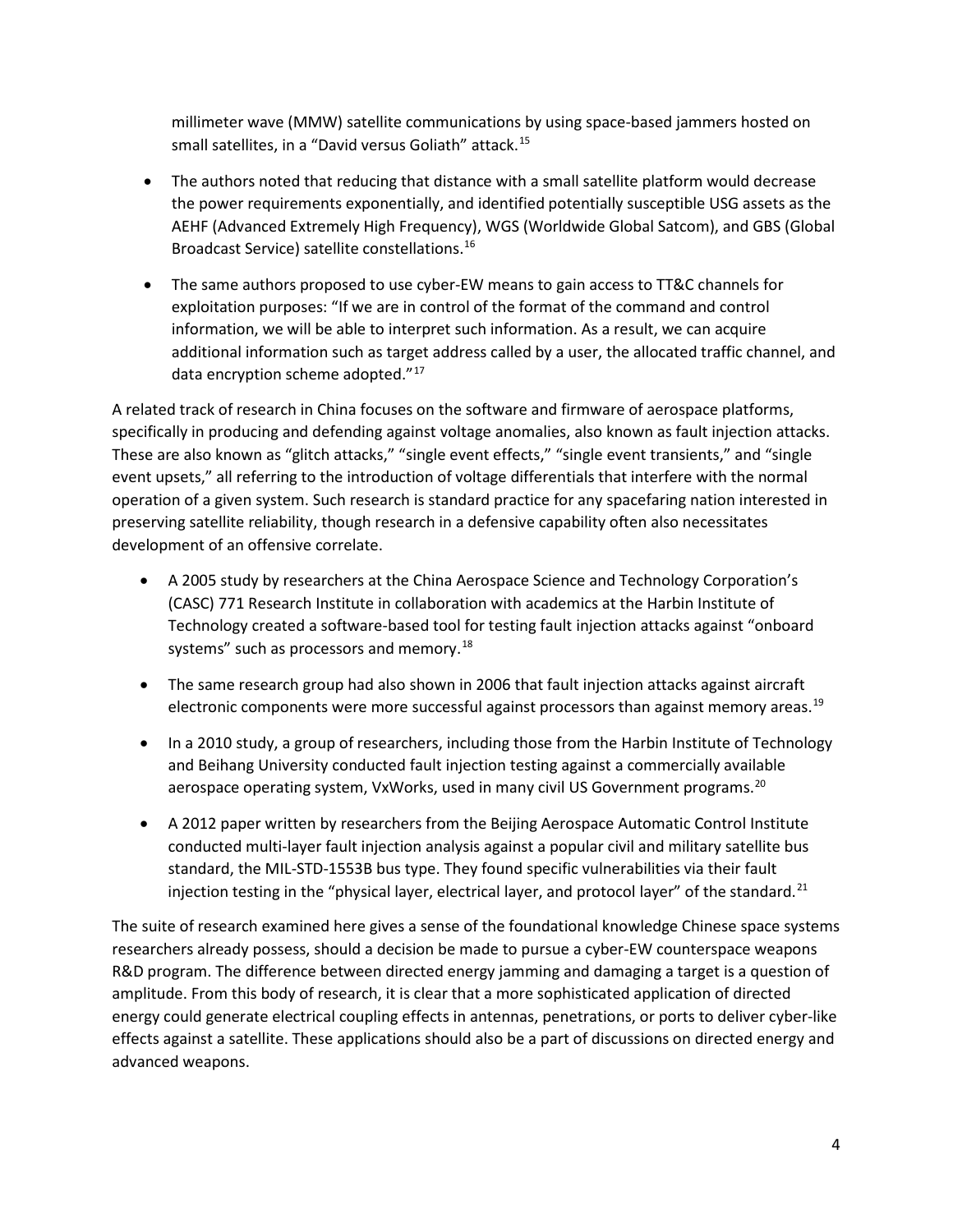millimeter wave (MMW) satellite communications by using space-based jammers hosted on small satellites, in a "David versus Goliath" attack.[15]

- The authors noted that reducing that distance with a small satellite platform would decrease the power requirements exponentially, and identified potentially susceptible USG assets as the AEHF (Advanced Extremely High Frequency), WGS (Worldwide Global Satcom), and GBS (Global Broadcast Service) satellite constellations.[16]
- The same authors proposed to use cyber-EW means to gain access to TT&C channels for exploitation purposes: "If we are in control of the format of the command and control information, we will be able to interpret such information. As a result, we can acquire additional information such as target address called by a user, the allocated traffic channel, and data encryption scheme adopted."[17]

A related track of research in China focuses on the software and firmware of aerospace platforms, specifically in producing and defending against voltage anomalies, also known as fault injection attacks. These are also known as "glitch attacks," "single event effects," "single event transients," and "single event upsets," all referring to the introduction of voltage differentials that interfere with the normal operation of a given system. Such research is standard practice for any spacefaring nation interested in preserving satellite reliability, though research in a defensive capability often also necessitates development of an offensive correlate.

- A 2005 study by researchers at the China Aerospace Science and Technology Corporation's (CASC) 771 Research Institute in collaboration with academics at the Harbin Institute of Technology created a software-based tool for testing fault injection attacks against "onboard systems" such as processors and memory.[18]
- The same research group had also shown in 2006 that fault injection attacks against aircraft electronic components were more successful against processors than against memory areas.[19]
- In a 2010 study, a group of researchers, including those from the Harbin Institute of Technology and Beihang University conducted fault injection testing against a commercially available aerospace operating system, VxWorks, used in many civil US Government programs.[20]
- A 2012 paper written by researchers from the Beijing Aerospace Automatic Control Institute conducted multi-layer fault injection analysis against a popular civil and military satellite bus standard, the MIL-STD-1553B bus type. They found specific vulnerabilities via their fault injection testing in the "physical layer, electrical layer, and protocol layer" of the standard.[21]

The suite of research examined here gives a sense of the foundational knowledge Chinese space systems researchers already possess, should a decision be made to pursue a cyber-EW counterspace weapons R&D program. The difference between directed energy jamming and damaging a target is a question of amplitude. From this body of research, it is clear that a more sophisticated application of directed energy could generate electrical coupling effects in antennas, penetrations, or ports to deliver cyber-like effects against a satellite. These applications should also be a part of discussions on directed energy and advanced weapons.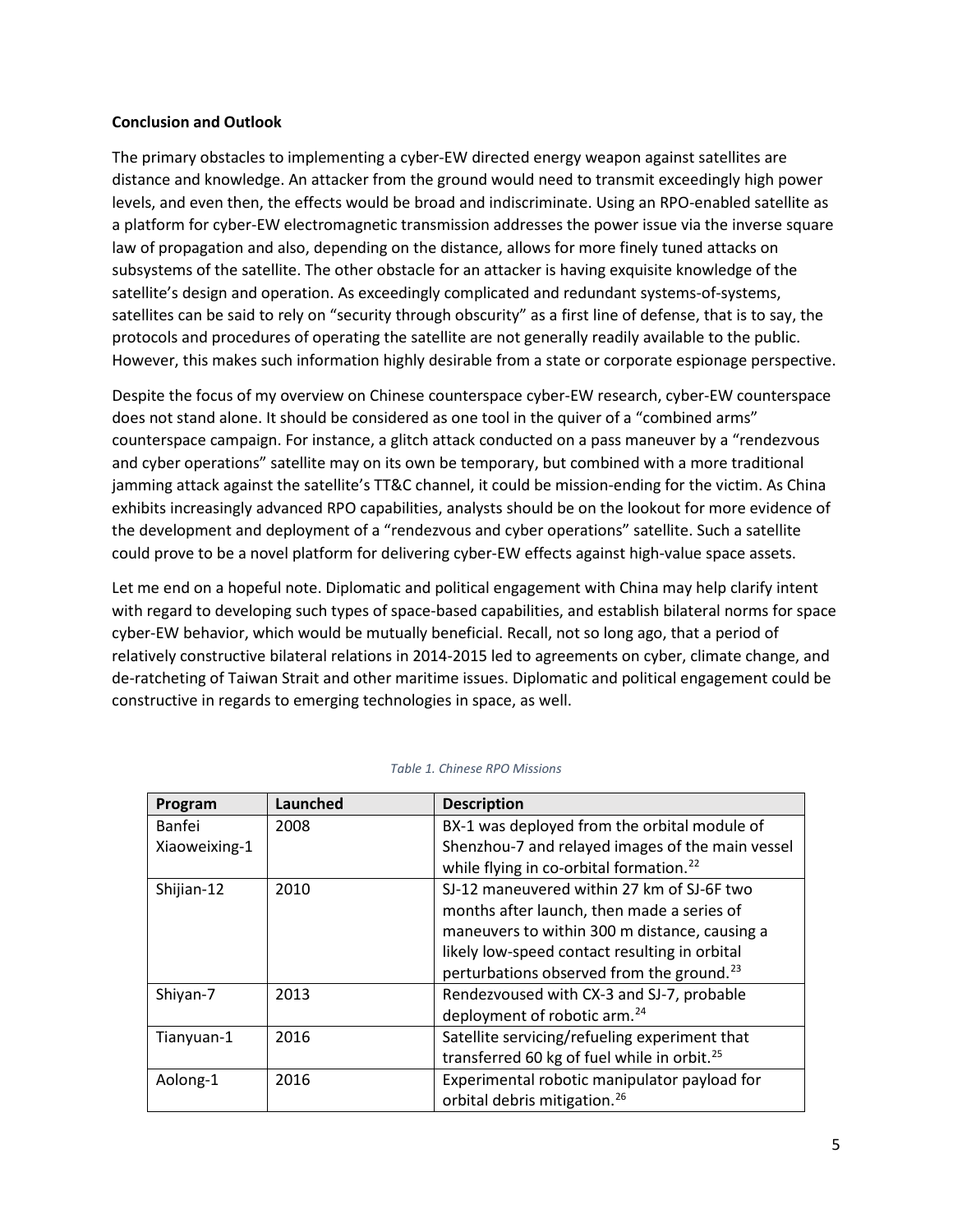**Conclusion and Outlook**

The primary obstacles to implementing a cyber-EW directed energy weapon against satellites are distance and knowledge. An attacker from the ground would need to transmit exceedingly high power levels, and even then, the effects would be broad and indiscriminate. Using an RPO-enabled satellite as a platform for cyber-EW electromagnetic transmission addresses the power issue via the inverse square law of propagation and also, depending on the distance, allows for more finely tuned attacks on subsystems of the satellite. The other obstacle for an attacker is having exquisite knowledge of the satellite's design and operation. As exceedingly complicated and redundant systems-of-systems, satellites can be said to rely on "security through obscurity" as a first line of defense, that is to say, the protocols and procedures of operating the satellite are not generally readily available to the public. However, this makes such information highly desirable from a state or corporate espionage perspective.

Despite the focus of my overview on Chinese counterspace cyber-EW research, cyber-EW counterspace does not stand alone. It should be considered as one tool in the quiver of a "combined arms" counterspace campaign. For instance, a glitch attack conducted on a pass maneuver by a "rendezvous and cyber operations" satellite may on its own be temporary, but combined with a more traditional jamming attack against the satellite's TT&C channel, it could be mission-ending for the victim. As China exhibits increasingly advanced RPO capabilities, analysts should be on the lookout for more evidence of the development and deployment of a "rendezvous and cyber operations" satellite. Such a satellite could prove to be a novel platform for delivering cyber-EW effects against high-value space assets.

Let me end on a hopeful note. Diplomatic and political engagement with China may help clarify intent with regard to developing such types of space-based capabilities, and establish bilateral norms for space cyber-EW behavior, which would be mutually beneficial. Recall, not so long ago, that a period of relatively constructive bilateral relations in 2014-2015 led to agreements on cyber, climate change, and de-ratcheting of Taiwan Strait and other maritime issues. Diplomatic and political engagement could be constructive in regards to emerging technologies in space, as well.

*Table 1. Chinese RPO Missions*

| Program | Launched | Description |
| --- | --- | --- |
| Banfei Xiaoweixing-1 | 2008 | BX-1 was deployed from the orbital module of Shenzhou-7 and relayed images of the main vessel while flying in co-orbital formation.[22] |
| Shijian-12 | 2010 | SJ-12 maneuvered within 27 km of SJ-6F two months after launch, then made a series of maneuvers to within 300 m distance, causing a likely low-speed contact resulting in orbital perturbations observed from the ground.[23] |
| Shiyan-7 | 2013 | Rendezvoused with CX-3 and SJ-7, probable deployment of robotic arm.[24] |
| Tianyuan-1 | 2016 | Satellite servicing/refueling experiment that transferred 60 kg of fuel while in orbit.[25] |
| Aolong-1 | 2016 | Experimental robotic manipulator payload for orbital debris mitigation.[26] |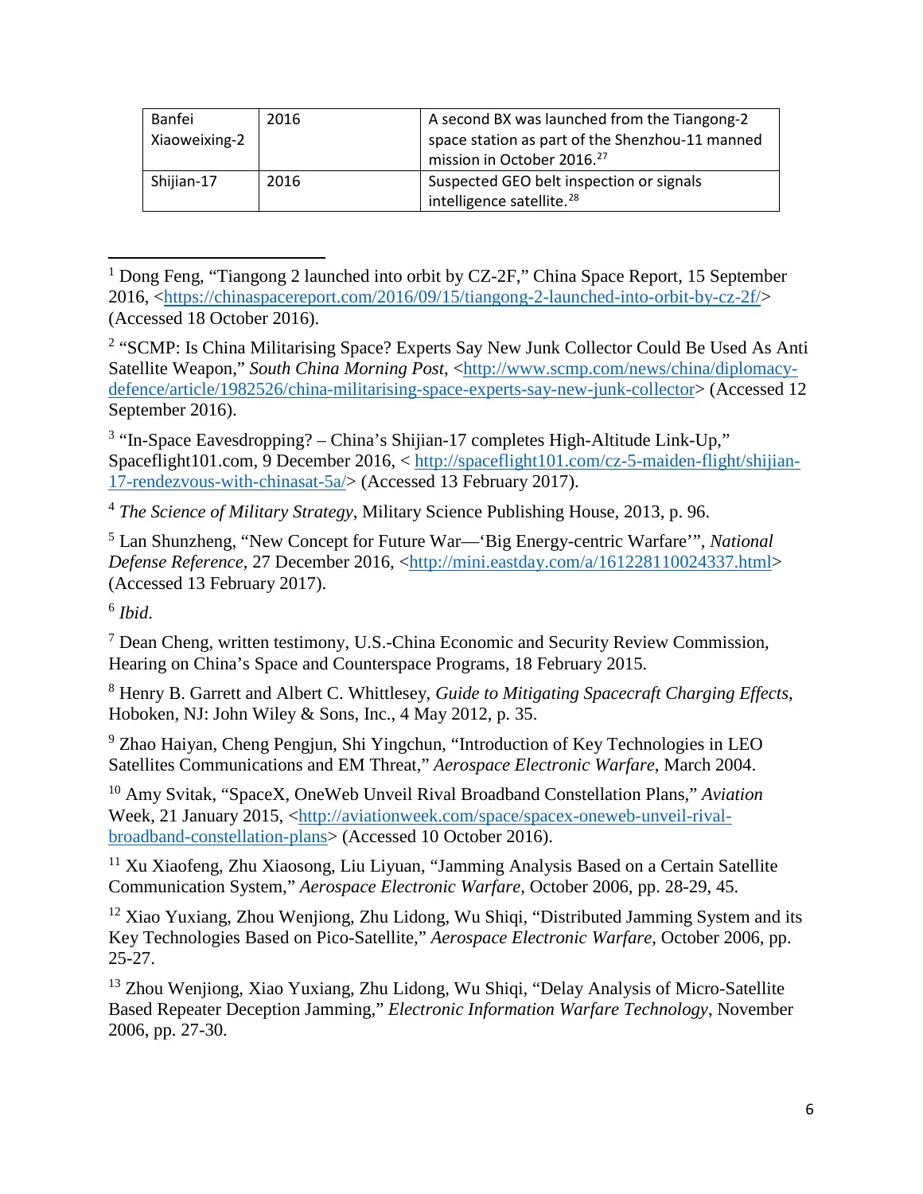| | | |
|---|---|---|
| Banfei Xiaoweixing-2 | 2016 | A second BX was launched from the Tiangong-2 space station as part of the Shenzhou-11 manned mission in October 2016.[27] |
| Shijian-17 | 2016 | Suspected GEO belt inspection or signals intelligence satellite.[28] |

---

[1] Dong Feng, "Tiangong 2 launched into orbit by CZ-2F," China Space Report, 15 September 2016, <https://chinaspacereport.com/2016/09/15/tiangong-2-launched-into-orbit-by-cz-2f/> (Accessed 18 October 2016).

[2] "SCMP: Is China Militarising Space? Experts Say New Junk Collector Could Be Used As Anti Satellite Weapon," *South China Morning Post*, <http://www.scmp.com/news/china/diplomacy-defence/article/1982526/china-militarising-space-experts-say-new-junk-collector> (Accessed 12 September 2016).

[3] "In-Space Eavesdropping? – China's Shijian-17 completes High-Altitude Link-Up," Spaceflight101.com, 9 December 2016, < http://spaceflight101.com/cz-5-maiden-flight/shijian-17-rendezvous-with-chinasat-5a/> (Accessed 13 February 2017).

[4] *The Science of Military Strategy*, Military Science Publishing House, 2013, p. 96.

[5] Lan Shunzheng, "New Concept for Future War—'Big Energy-centric Warfare'", *National Defense Reference*, 27 December 2016, <http://mini.eastday.com/a/161228110024337.html> (Accessed 13 February 2017).

[6] *Ibid*.

[7] Dean Cheng, written testimony, U.S.-China Economic and Security Review Commission, Hearing on China's Space and Counterspace Programs, 18 February 2015.

[8] Henry B. Garrett and Albert C. Whittlesey, *Guide to Mitigating Spacecraft Charging Effects*, Hoboken, NJ: John Wiley & Sons, Inc., 4 May 2012, p. 35.

[9] Zhao Haiyan, Cheng Pengjun, Shi Yingchun, "Introduction of Key Technologies in LEO Satellites Communications and EM Threat," *Aerospace Electronic Warfare*, March 2004.

[10] Amy Svitak, "SpaceX, OneWeb Unveil Rival Broadband Constellation Plans," *Aviation* Week, 21 January 2015, <http://aviationweek.com/space/spacex-oneweb-unveil-rival-broadband-constellation-plans> (Accessed 10 October 2016).

[11] Xu Xiaofeng, Zhu Xiaosong, Liu Liyuan, "Jamming Analysis Based on a Certain Satellite Communication System," *Aerospace Electronic Warfare*, October 2006, pp. 28-29, 45.

[12] Xiao Yuxiang, Zhou Wenjiong, Zhu Lidong, Wu Shiqi, "Distributed Jamming System and its Key Technologies Based on Pico-Satellite," *Aerospace Electronic Warfare*, October 2006, pp. 25-27.

[13] Zhou Wenjiong, Xiao Yuxiang, Zhu Lidong, Wu Shiqi, "Delay Analysis of Micro-Satellite Based Repeater Deception Jamming," *Electronic Information Warfare Technology*, November 2006, pp. 27-30.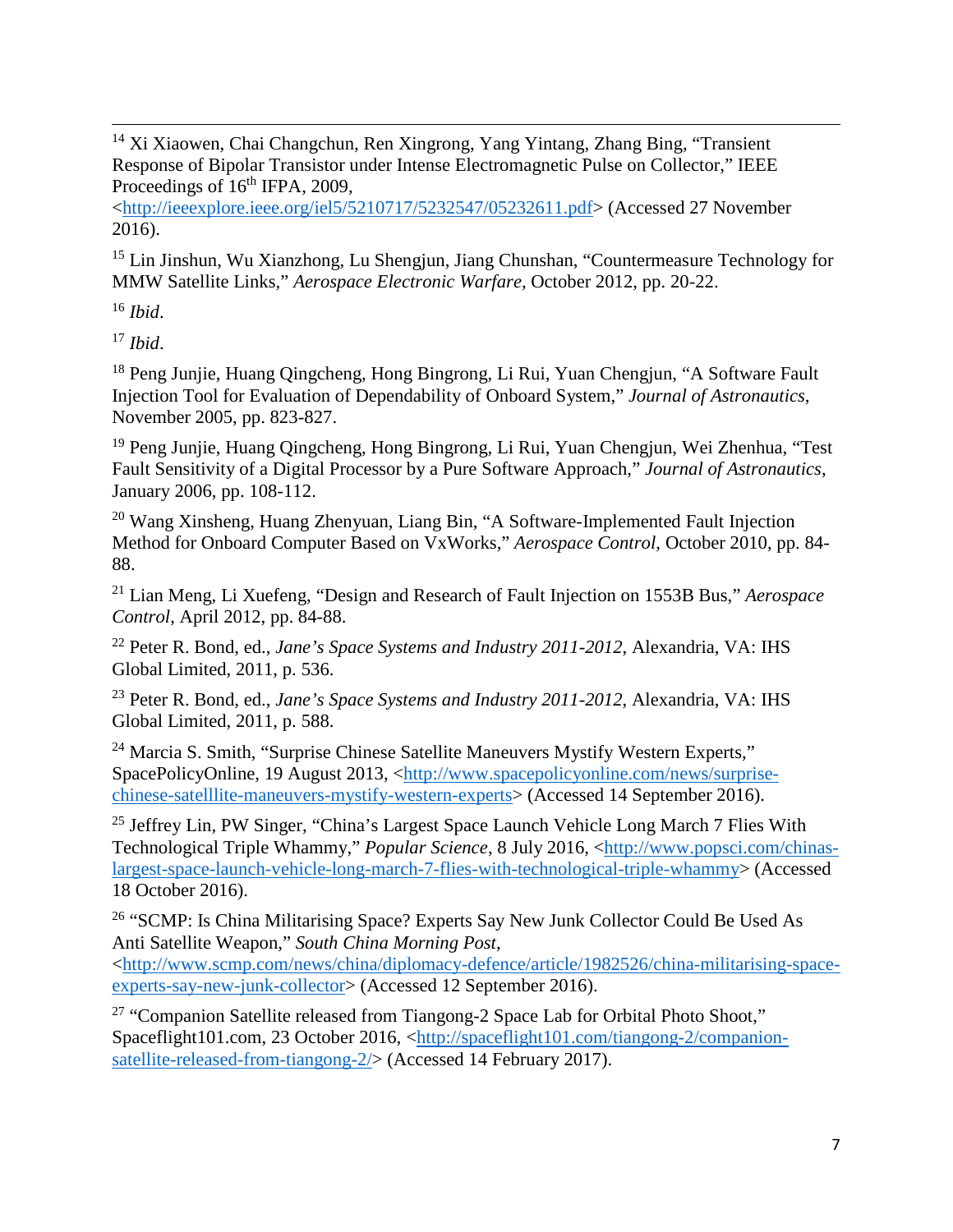[14] Xi Xiaowen, Chai Changchun, Ren Xingrong, Yang Yintang, Zhang Bing, "Transient Response of Bipolar Transistor under Intense Electromagnetic Pulse on Collector," IEEE Proceedings of 16th IFPA, 2009, <http://ieeexplore.ieee.org/iel5/5210717/5232547/05232611.pdf> (Accessed 27 November 2016).

[15] Lin Jinshun, Wu Xianzhong, Lu Shengjun, Jiang Chunshan, "Countermeasure Technology for MMW Satellite Links," *Aerospace Electronic Warfare*, October 2012, pp. 20-22.

[16] *Ibid*.

[17] *Ibid*.

[18] Peng Junjie, Huang Qingcheng, Hong Bingrong, Li Rui, Yuan Chengjun, "A Software Fault Injection Tool for Evaluation of Dependability of Onboard System," *Journal of Astronautics*, November 2005, pp. 823-827.

[19] Peng Junjie, Huang Qingcheng, Hong Bingrong, Li Rui, Yuan Chengjun, Wei Zhenhua, "Test Fault Sensitivity of a Digital Processor by a Pure Software Approach," *Journal of Astronautics*, January 2006, pp. 108-112.

[20] Wang Xinsheng, Huang Zhenyuan, Liang Bin, "A Software-Implemented Fault Injection Method for Onboard Computer Based on VxWorks," *Aerospace Control*, October 2010, pp. 84-88.

[21] Lian Meng, Li Xuefeng, "Design and Research of Fault Injection on 1553B Bus," *Aerospace Control*, April 2012, pp. 84-88.

[22] Peter R. Bond, ed., *Jane's Space Systems and Industry 2011-2012*, Alexandria, VA: IHS Global Limited, 2011, p. 536.

[23] Peter R. Bond, ed., *Jane's Space Systems and Industry 2011-2012*, Alexandria, VA: IHS Global Limited, 2011, p. 588.

[24] Marcia S. Smith, "Surprise Chinese Satellite Maneuvers Mystify Western Experts," SpacePolicyOnline, 19 August 2013, <http://www.spacepolicyonline.com/news/surprise-chinese-satelllite-maneuvers-mystify-western-experts> (Accessed 14 September 2016).

[25] Jeffrey Lin, PW Singer, "China's Largest Space Launch Vehicle Long March 7 Flies With Technological Triple Whammy," *Popular Science*, 8 July 2016, <http://www.popsci.com/chinas-largest-space-launch-vehicle-long-march-7-flies-with-technological-triple-whammy> (Accessed 18 October 2016).

[26] "SCMP: Is China Militarising Space? Experts Say New Junk Collector Could Be Used As Anti Satellite Weapon," *South China Morning Post*, <http://www.scmp.com/news/china/diplomacy-defence/article/1982526/china-militarising-space-experts-say-new-junk-collector> (Accessed 12 September 2016).

[27] "Companion Satellite released from Tiangong-2 Space Lab for Orbital Photo Shoot," Spaceflight101.com, 23 October 2016, <http://spaceflight101.com/tiangong-2/companion-satellite-released-from-tiangong-2/> (Accessed 14 February 2017).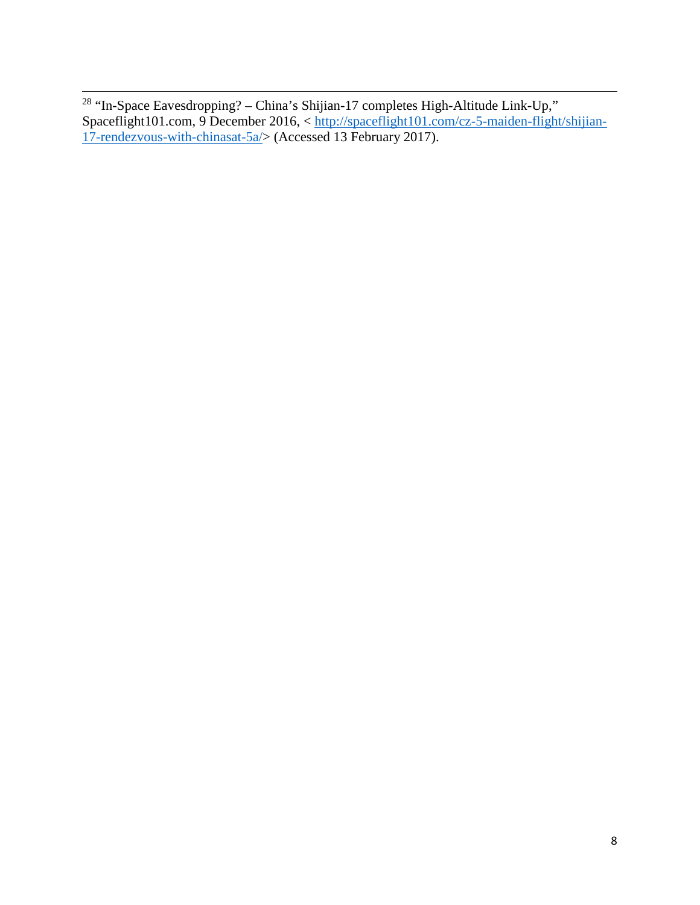[28] "In-Space Eavesdropping? – China's Shijian-17 completes High-Altitude Link-Up," Spaceflight101.com, 9 December 2016, < http://spaceflight101.com/cz-5-maiden-flight/shijian-17-rendezvous-with-chinasat-5a/> (Accessed 13 February 2017).